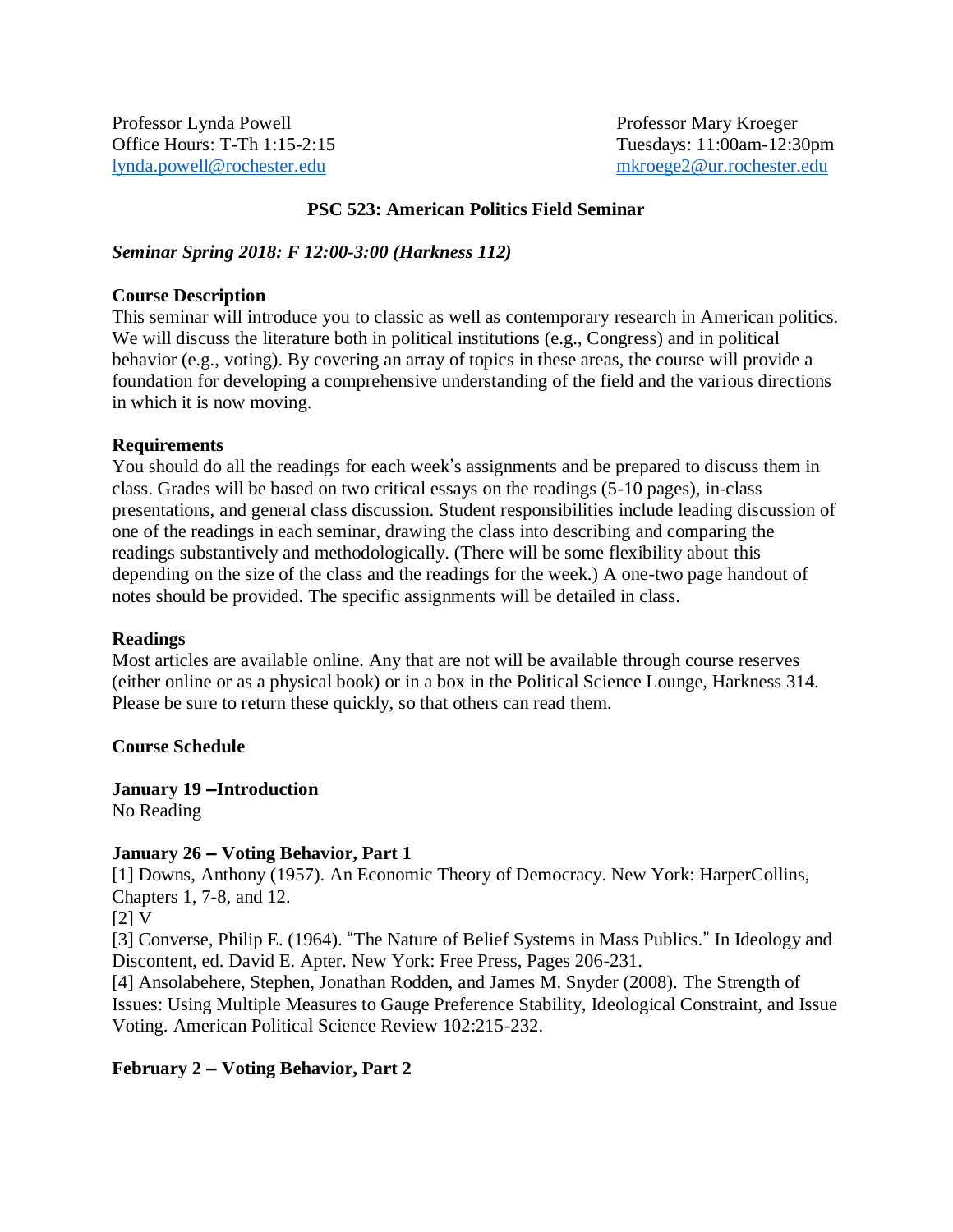Professor Lynda Powell
Office Hours: T-Th 1:15-2:15
lynda.powell@rochester.edu

Professor Mary Kroeger
Tuesdays: 11:00am-12:30pm
mkroege2@ur.rochester.edu

## PSC 523: American Politics Field Seminar

***Seminar Spring 2018: F 12:00-3:00 (Harkness 112)***

**Course Description**
This seminar will introduce you to classic as well as contemporary research in American politics. We will discuss the literature both in political institutions (e.g., Congress) and in political behavior (e.g., voting). By covering an array of topics in these areas, the course will provide a foundation for developing a comprehensive understanding of the field and the various directions in which it is now moving.

**Requirements**
You should do all the readings for each week's assignments and be prepared to discuss them in class. Grades will be based on two critical essays on the readings (5-10 pages), in-class presentations, and general class discussion. Student responsibilities include leading discussion of one of the readings in each seminar, drawing the class into describing and comparing the readings substantively and methodologically. (There will be some flexibility about this depending on the size of the class and the readings for the week.) A one-two page handout of notes should be provided. The specific assignments will be detailed in class.

**Readings**
Most articles are available online. Any that are not will be available through course reserves (either online or as a physical book) or in a box in the Political Science Lounge, Harkness 314. Please be sure to return these quickly, so that others can read them.

**Course Schedule**

**January 19 – Introduction**
No Reading

**January 26 – Voting Behavior, Part 1**
[1] Downs, Anthony (1957). An Economic Theory of Democracy. New York: HarperCollins, Chapters 1, 7-8, and 12.
[2] V
[3] Converse, Philip E. (1964). "The Nature of Belief Systems in Mass Publics." In Ideology and Discontent, ed. David E. Apter. New York: Free Press, Pages 206-231.
[4] Ansolabehere, Stephen, Jonathan Rodden, and James M. Snyder (2008). The Strength of Issues: Using Multiple Measures to Gauge Preference Stability, Ideological Constraint, and Issue Voting. American Political Science Review 102:215-232.

**February 2 – Voting Behavior, Part 2**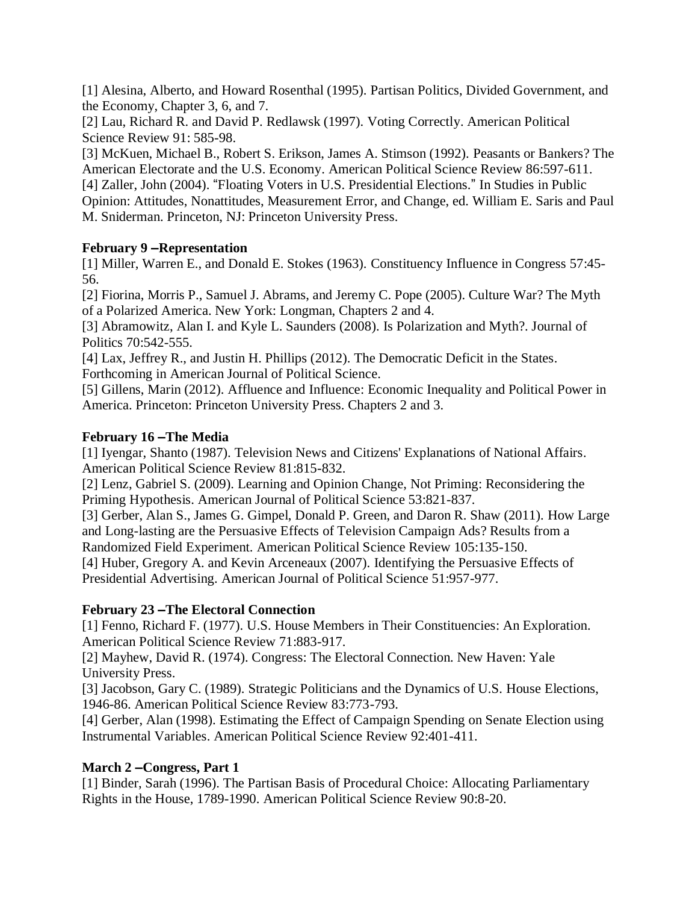[1] Alesina, Alberto, and Howard Rosenthal (1995). Partisan Politics, Divided Government, and the Economy, Chapter 3, 6, and 7.
[2] Lau, Richard R. and David P. Redlawsk (1997). Voting Correctly. American Political Science Review 91: 585-98.
[3] McKuen, Michael B., Robert S. Erikson, James A. Stimson (1992). Peasants or Bankers? The American Electorate and the U.S. Economy. American Political Science Review 86:597-611.
[4] Zaller, John (2004). "Floating Voters in U.S. Presidential Elections." In Studies in Public Opinion: Attitudes, Nonattitudes, Measurement Error, and Change, ed. William E. Saris and Paul M. Sniderman. Princeton, NJ: Princeton University Press.

**February 9 –Representation**
[1] Miller, Warren E., and Donald E. Stokes (1963). Constituency Influence in Congress 57:45-56.
[2] Fiorina, Morris P., Samuel J. Abrams, and Jeremy C. Pope (2005). Culture War? The Myth of a Polarized America. New York: Longman, Chapters 2 and 4.
[3] Abramowitz, Alan I. and Kyle L. Saunders (2008). Is Polarization and Myth?. Journal of Politics 70:542-555.
[4] Lax, Jeffrey R., and Justin H. Phillips (2012). The Democratic Deficit in the States. Forthcoming in American Journal of Political Science.
[5] Gillens, Marin (2012). Affluence and Influence: Economic Inequality and Political Power in America. Princeton: Princeton University Press. Chapters 2 and 3.

**February 16 –The Media**
[1] Iyengar, Shanto (1987). Television News and Citizens' Explanations of National Affairs. American Political Science Review 81:815-832.
[2] Lenz, Gabriel S. (2009). Learning and Opinion Change, Not Priming: Reconsidering the Priming Hypothesis. American Journal of Political Science 53:821-837.
[3] Gerber, Alan S., James G. Gimpel, Donald P. Green, and Daron R. Shaw (2011). How Large and Long-lasting are the Persuasive Effects of Television Campaign Ads? Results from a Randomized Field Experiment. American Political Science Review 105:135-150.
[4] Huber, Gregory A. and Kevin Arceneaux (2007). Identifying the Persuasive Effects of Presidential Advertising. American Journal of Political Science 51:957-977.

**February 23 –The Electoral Connection**
[1] Fenno, Richard F. (1977). U.S. House Members in Their Constituencies: An Exploration. American Political Science Review 71:883-917.
[2] Mayhew, David R. (1974). Congress: The Electoral Connection. New Haven: Yale University Press.
[3] Jacobson, Gary C. (1989). Strategic Politicians and the Dynamics of U.S. House Elections, 1946-86. American Political Science Review 83:773-793.
[4] Gerber, Alan (1998). Estimating the Effect of Campaign Spending on Senate Election using Instrumental Variables. American Political Science Review 92:401-411.

**March 2 –Congress, Part 1**
[1] Binder, Sarah (1996). The Partisan Basis of Procedural Choice: Allocating Parliamentary Rights in the House, 1789-1990. American Political Science Review 90:8-20.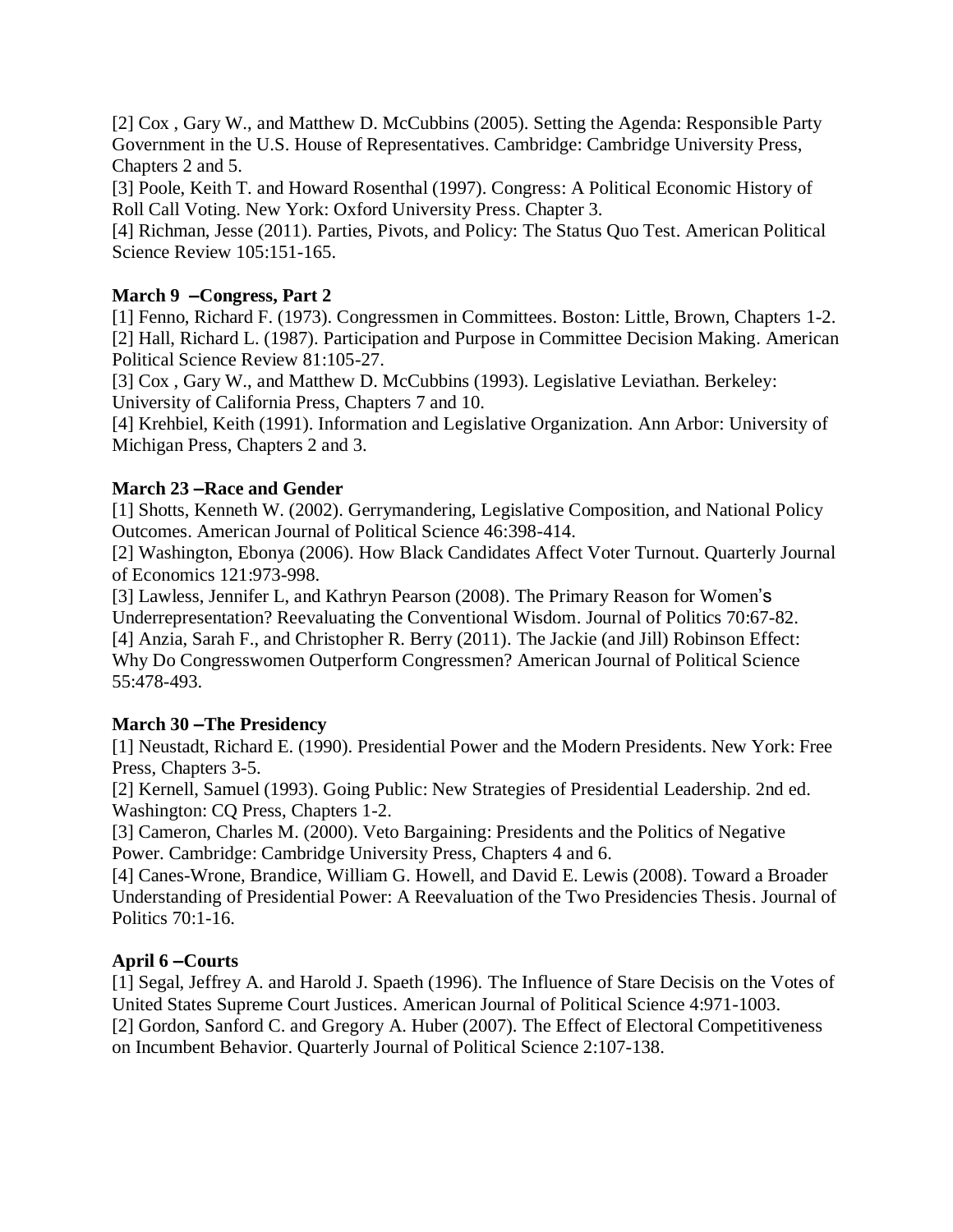[2] Cox , Gary W., and Matthew D. McCubbins (2005). Setting the Agenda: Responsible Party Government in the U.S. House of Representatives. Cambridge: Cambridge University Press, Chapters 2 and 5.
[3] Poole, Keith T. and Howard Rosenthal (1997). Congress: A Political Economic History of Roll Call Voting. New York: Oxford University Press. Chapter 3.
[4] Richman, Jesse (2011). Parties, Pivots, and Policy: The Status Quo Test. American Political Science Review 105:151-165.

**March 9 –Congress, Part 2**

[1] Fenno, Richard F. (1973). Congressmen in Committees. Boston: Little, Brown, Chapters 1-2.
[2] Hall, Richard L. (1987). Participation and Purpose in Committee Decision Making. American Political Science Review 81:105-27.
[3] Cox , Gary W., and Matthew D. McCubbins (1993). Legislative Leviathan. Berkeley: University of California Press, Chapters 7 and 10.
[4] Krehbiel, Keith (1991). Information and Legislative Organization. Ann Arbor: University of Michigan Press, Chapters 2 and 3.

**March 23 –Race and Gender**

[1] Shotts, Kenneth W. (2002). Gerrymandering, Legislative Composition, and National Policy Outcomes. American Journal of Political Science 46:398-414.
[2] Washington, Ebonya (2006). How Black Candidates Affect Voter Turnout. Quarterly Journal of Economics 121:973-998.
[3] Lawless, Jennifer L, and Kathryn Pearson (2008). The Primary Reason for Women's Underrepresentation? Reevaluating the Conventional Wisdom. Journal of Politics 70:67-82.
[4] Anzia, Sarah F., and Christopher R. Berry (2011). The Jackie (and Jill) Robinson Effect: Why Do Congresswomen Outperform Congressmen? American Journal of Political Science 55:478-493.

**March 30 –The Presidency**

[1] Neustadt, Richard E. (1990). Presidential Power and the Modern Presidents. New York: Free Press, Chapters 3-5.
[2] Kernell, Samuel (1993). Going Public: New Strategies of Presidential Leadership. 2nd ed. Washington: CQ Press, Chapters 1-2.
[3] Cameron, Charles M. (2000). Veto Bargaining: Presidents and the Politics of Negative Power. Cambridge: Cambridge University Press, Chapters 4 and 6.
[4] Canes-Wrone, Brandice, William G. Howell, and David E. Lewis (2008). Toward a Broader Understanding of Presidential Power: A Reevaluation of the Two Presidencies Thesis. Journal of Politics 70:1-16.

**April 6 –Courts**

[1] Segal, Jeffrey A. and Harold J. Spaeth (1996). The Influence of Stare Decisis on the Votes of United States Supreme Court Justices. American Journal of Political Science 4:971-1003.
[2] Gordon, Sanford C. and Gregory A. Huber (2007). The Effect of Electoral Competitiveness on Incumbent Behavior. Quarterly Journal of Political Science 2:107-138.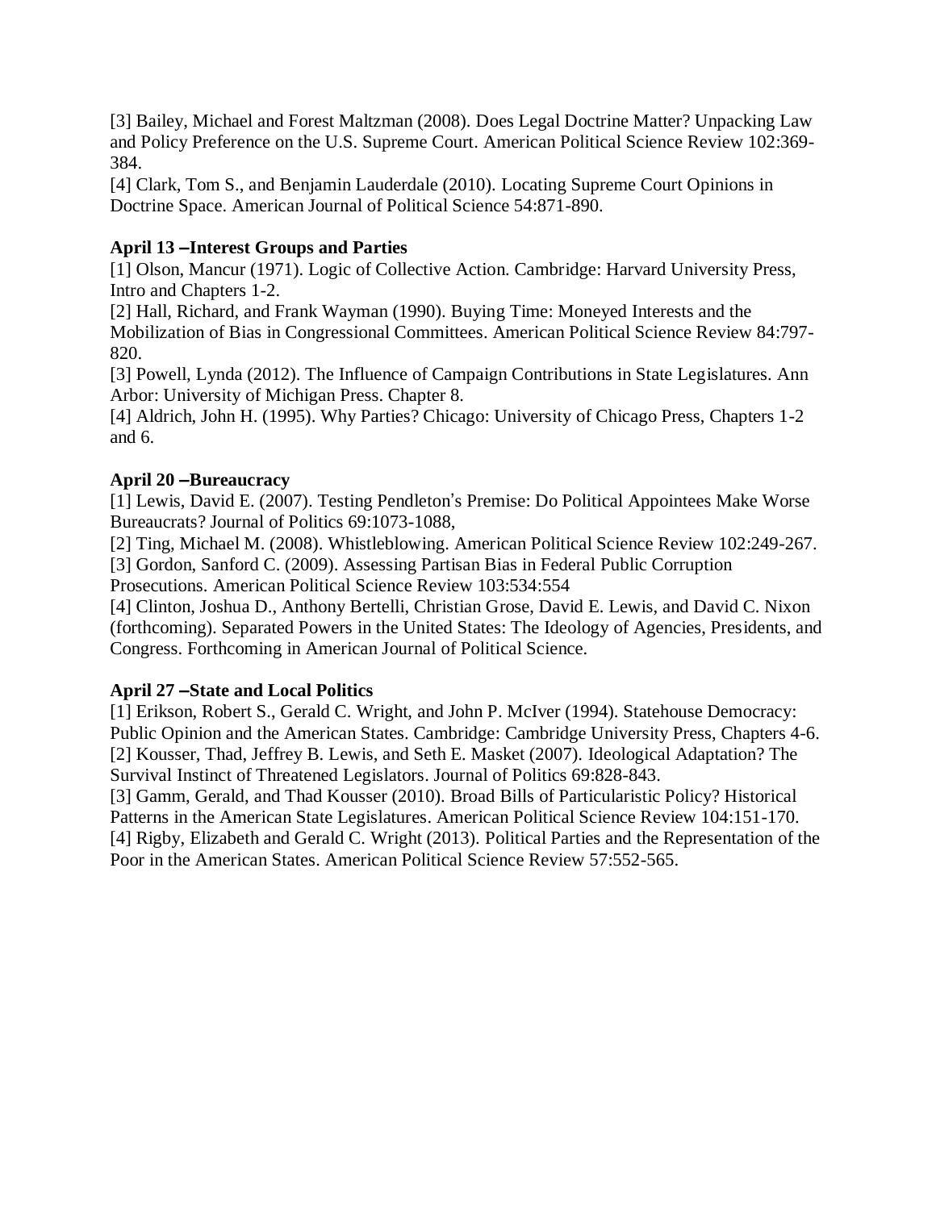[3] Bailey, Michael and Forest Maltzman (2008). Does Legal Doctrine Matter? Unpacking Law and Policy Preference on the U.S. Supreme Court. American Political Science Review 102:369-384.
[4] Clark, Tom S., and Benjamin Lauderdale (2010). Locating Supreme Court Opinions in Doctrine Space. American Journal of Political Science 54:871-890.

**April 13 –Interest Groups and Parties**
[1] Olson, Mancur (1971). Logic of Collective Action. Cambridge: Harvard University Press, Intro and Chapters 1-2.
[2] Hall, Richard, and Frank Wayman (1990). Buying Time: Moneyed Interests and the Mobilization of Bias in Congressional Committees. American Political Science Review 84:797-820.
[3] Powell, Lynda (2012). The Influence of Campaign Contributions in State Legislatures. Ann Arbor: University of Michigan Press. Chapter 8.
[4] Aldrich, John H. (1995). Why Parties? Chicago: University of Chicago Press, Chapters 1-2 and 6.

**April 20 –Bureaucracy**
[1] Lewis, David E. (2007). Testing Pendleton's Premise: Do Political Appointees Make Worse Bureaucrats? Journal of Politics 69:1073-1088,
[2] Ting, Michael M. (2008). Whistleblowing. American Political Science Review 102:249-267.
[3] Gordon, Sanford C. (2009). Assessing Partisan Bias in Federal Public Corruption Prosecutions. American Political Science Review 103:534:554
[4] Clinton, Joshua D., Anthony Bertelli, Christian Grose, David E. Lewis, and David C. Nixon (forthcoming). Separated Powers in the United States: The Ideology of Agencies, Presidents, and Congress. Forthcoming in American Journal of Political Science.

**April 27 –State and Local Politics**
[1] Erikson, Robert S., Gerald C. Wright, and John P. McIver (1994). Statehouse Democracy: Public Opinion and the American States. Cambridge: Cambridge University Press, Chapters 4-6.
[2] Kousser, Thad, Jeffrey B. Lewis, and Seth E. Masket (2007). Ideological Adaptation? The Survival Instinct of Threatened Legislators. Journal of Politics 69:828-843.
[3] Gamm, Gerald, and Thad Kousser (2010). Broad Bills of Particularistic Policy? Historical Patterns in the American State Legislatures. American Political Science Review 104:151-170.
[4] Rigby, Elizabeth and Gerald C. Wright (2013). Political Parties and the Representation of the Poor in the American States. American Political Science Review 57:552-565.